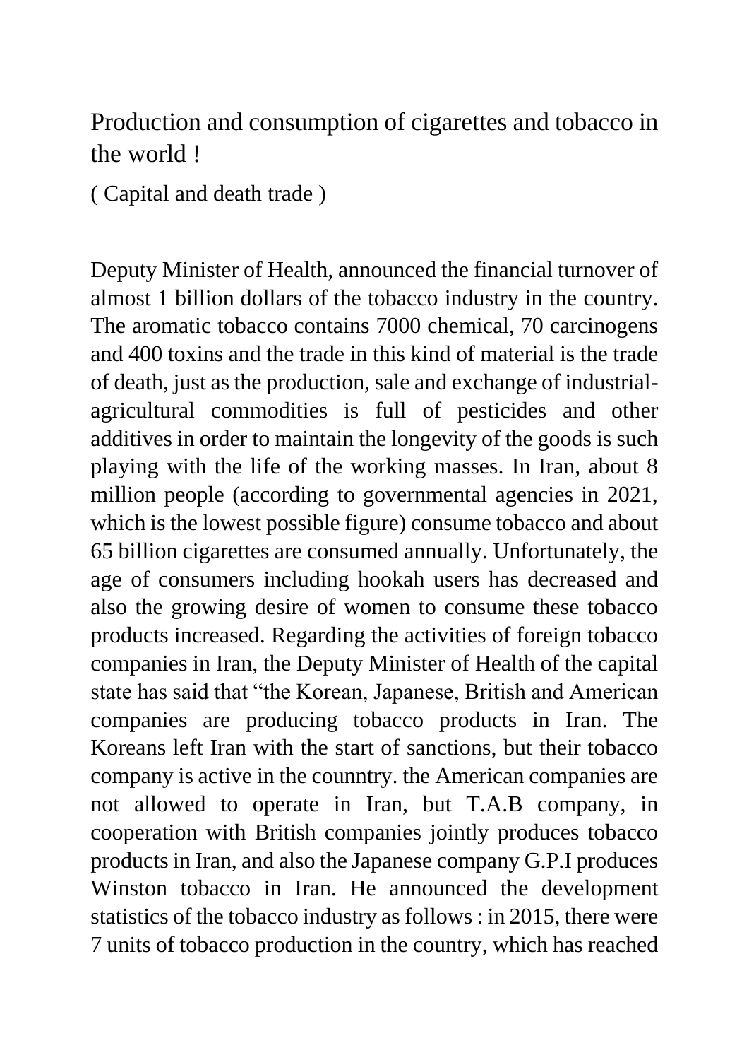# Production and consumption of cigarettes and tobacco in the world !

( Capital and death trade )

Deputy Minister of Health, announced the financial turnover of almost 1 billion dollars of the tobacco industry in the country. The aromatic tobacco contains 7000 chemical, 70 carcinogens and 400 toxins and the trade in this kind of material is the trade of death, just as the production, sale and exchange of industrial-agricultural commodities is full of pesticides and other additives in order to maintain the longevity of the goods is such playing with the life of the working masses. In Iran, about 8 million people (according to governmental agencies in 2021, which is the lowest possible figure) consume tobacco and about 65 billion cigarettes are consumed annually. Unfortunately, the age of consumers including hookah users has decreased and also the growing desire of women to consume these tobacco products increased. Regarding the activities of foreign tobacco companies in Iran, the Deputy Minister of Health of the capital state has said that "the Korean, Japanese, British and American companies are producing tobacco products in Iran. The Koreans left Iran with the start of sanctions, but their tobacco company is active in the counntry. the American companies are not allowed to operate in Iran, but T.A.B company, in cooperation with British companies jointly produces tobacco products in Iran, and also the Japanese company G.P.I produces Winston tobacco in Iran. He announced the development statistics of the tobacco industry as follows : in 2015, there were 7 units of tobacco production in the country, which has reached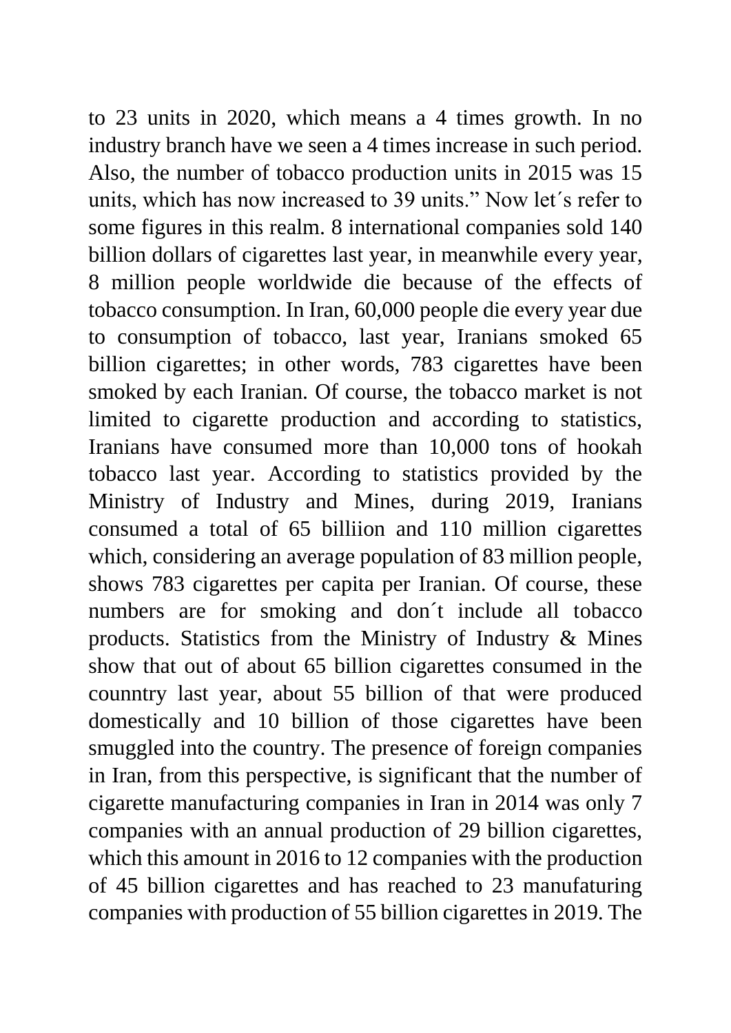to 23 units in 2020, which means a 4 times growth. In no industry branch have we seen a 4 times increase in such period. Also, the number of tobacco production units in 2015 was 15 units, which has now increased to 39 units." Now let´s refer to some figures in this realm. 8 international companies sold 140 billion dollars of cigarettes last year, in meanwhile every year, 8 million people worldwide die because of the effects of tobacco consumption. In Iran, 60,000 people die every year due to consumption of tobacco, last year, Iranians smoked 65 billion cigarettes; in other words, 783 cigarettes have been smoked by each Iranian. Of course, the tobacco market is not limited to cigarette production and according to statistics, Iranians have consumed more than 10,000 tons of hookah tobacco last year. According to statistics provided by the Ministry of Industry and Mines, during 2019, Iranians consumed a total of 65 billiion and 110 million cigarettes which, considering an average population of 83 million people, shows 783 cigarettes per capita per Iranian. Of course, these numbers are for smoking and don´t include all tobacco products. Statistics from the Ministry of Industry & Mines show that out of about 65 billion cigarettes consumed in the counntry last year, about 55 billion of that were produced domestically and 10 billion of those cigarettes have been smuggled into the country. The presence of foreign companies in Iran, from this perspective, is significant that the number of cigarette manufacturing companies in Iran in 2014 was only 7 companies with an annual production of 29 billion cigarettes, which this amount in 2016 to 12 companies with the production of 45 billion cigarettes and has reached to 23 manufaturing companies with production of 55 billion cigarettes in 2019. The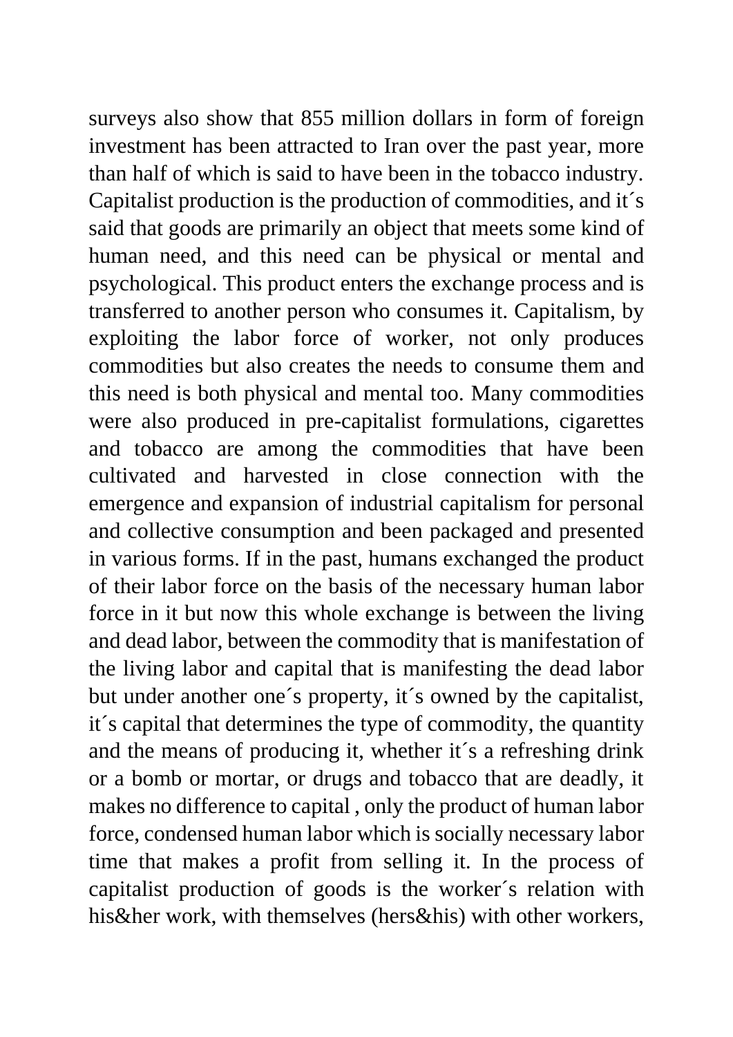surveys also show that 855 million dollars in form of foreign investment has been attracted to Iran over the past year, more than half of which is said to have been in the tobacco industry. Capitalist production is the production of commodities, and it´s said that goods are primarily an object that meets some kind of human need, and this need can be physical or mental and psychological. This product enters the exchange process and is transferred to another person who consumes it. Capitalism, by exploiting the labor force of worker, not only produces commodities but also creates the needs to consume them and this need is both physical and mental too. Many commodities were also produced in pre-capitalist formulations, cigarettes and tobacco are among the commodities that have been cultivated and harvested in close connection with the emergence and expansion of industrial capitalism for personal and collective consumption and been packaged and presented in various forms. If in the past, humans exchanged the product of their labor force on the basis of the necessary human labor force in it but now this whole exchange is between the living and dead labor, between the commodity that is manifestation of the living labor and capital that is manifesting the dead labor but under another one´s property, it´s owned by the capitalist, it´s capital that determines the type of commodity, the quantity and the means of producing it, whether it´s a refreshing drink or a bomb or mortar, or drugs and tobacco that are deadly, it makes no difference to capital , only the product of human labor force, condensed human labor which is socially necessary labor time that makes a profit from selling it. In the process of capitalist production of goods is the worker´s relation with his&her work, with themselves (hers&his) with other workers,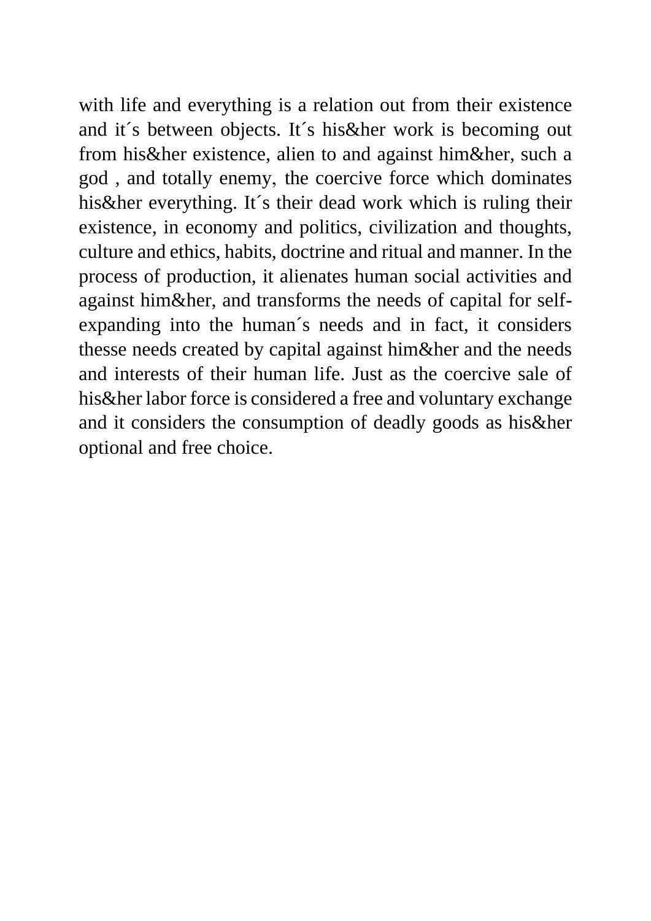with life and everything is a relation out from their existence and it´s between objects. It´s his&her work is becoming out from his&her existence, alien to and against him&her, such a god , and totally enemy, the coercive force which dominates his&her everything. It´s their dead work which is ruling their existence, in economy and politics, civilization and thoughts, culture and ethics, habits, doctrine and ritual and manner. In the process of production, it alienates human social activities and against him&her, and transforms the needs of capital for self-expanding into the human´s needs and in fact, it considers thesse needs created by capital against him&her and the needs and interests of their human life. Just as the coercive sale of his&her labor force is considered a free and voluntary exchange and it considers the consumption of deadly goods as his&her optional and free choice.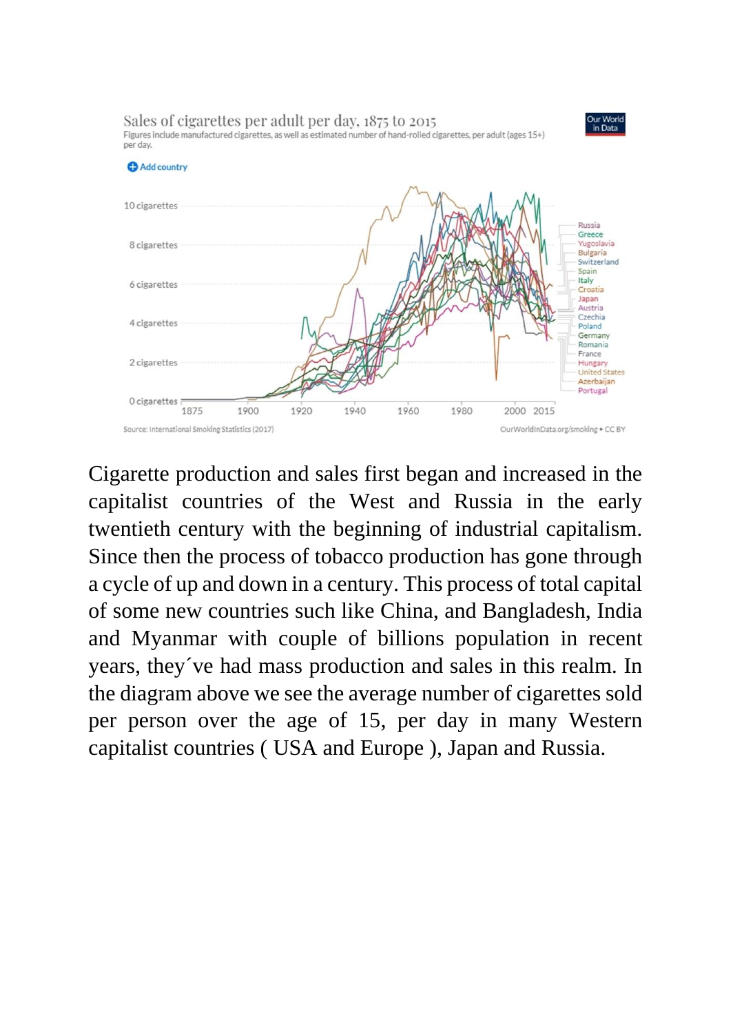Cigarette production and sales first began and increased in the capitalist countries of the West and Russia in the early twentieth century with the beginning of industrial capitalism. Since then the process of tobacco production has gone through a cycle of up and down in a century. This process of total capital of some new countries such like China, and Bangladesh, India and Myanmar with couple of billions population in recent years, they´ve had mass production and sales in this realm. In the diagram above we see the average number of cigarettes sold per person over the age of 15, per day in many Western capitalist countries ( USA and Europe ), Japan and Russia.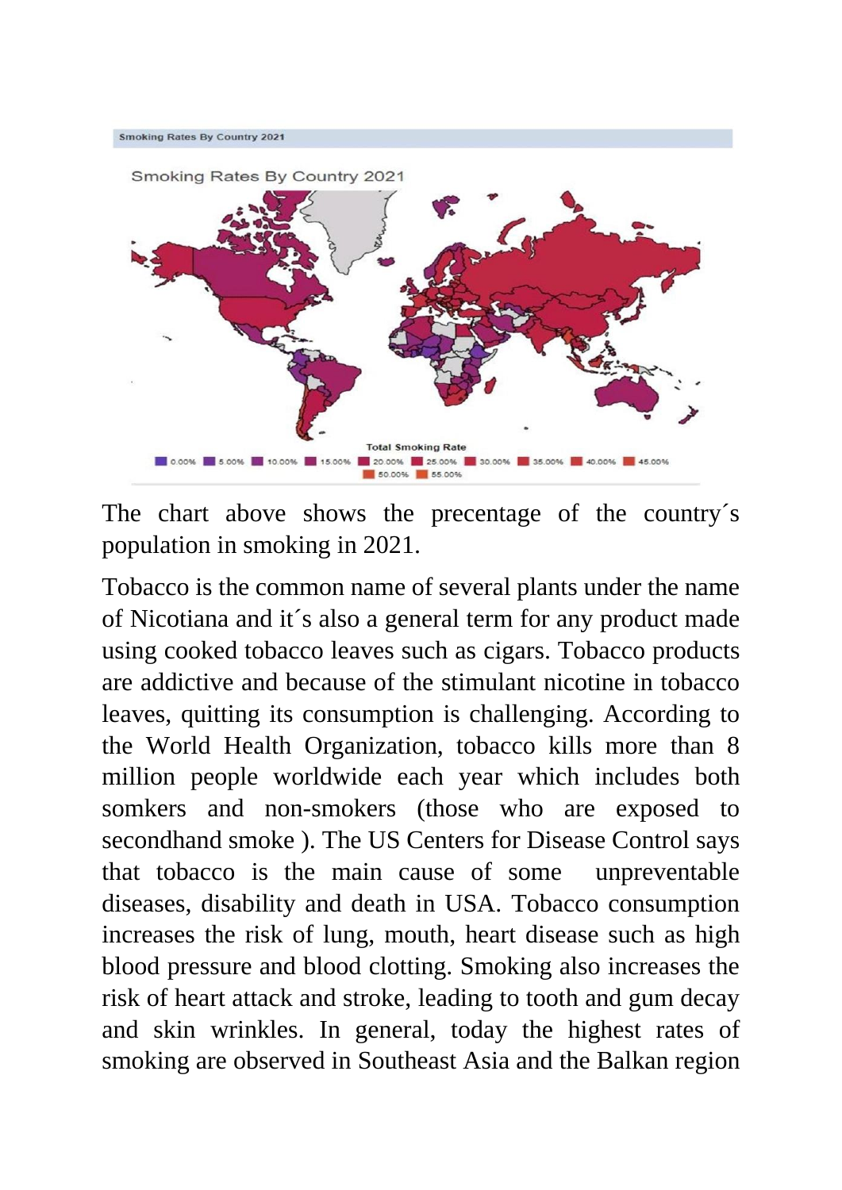Smoking Rates By Country 2021

Smoking Rates By Country 2021

Total Smoking Rate

0.00% 5.00% 10.00% 15.00% 20.00% 25.00% 30.00% 35.00% 40.00% 45.00% 50.00% 55.00%

The chart above shows the precentage of the country´s population in smoking in 2021.

Tobacco is the common name of several plants under the name of Nicotiana and it´s also a general term for any product made using cooked tobacco leaves such as cigars. Tobacco products are addictive and because of the stimulant nicotine in tobacco leaves, quitting its consumption is challenging. According to the World Health Organization, tobacco kills more than 8 million people worldwide each year which includes both somkers and non-smokers (those who are exposed to secondhand smoke ). The US Centers for Disease Control says that tobacco is the main cause of some unpreventable diseases, disability and death in USA. Tobacco consumption increases the risk of lung, mouth, heart disease such as high blood pressure and blood clotting. Smoking also increases the risk of heart attack and stroke, leading to tooth and gum decay and skin wrinkles. In general, today the highest rates of smoking are observed in Southeast Asia and the Balkan region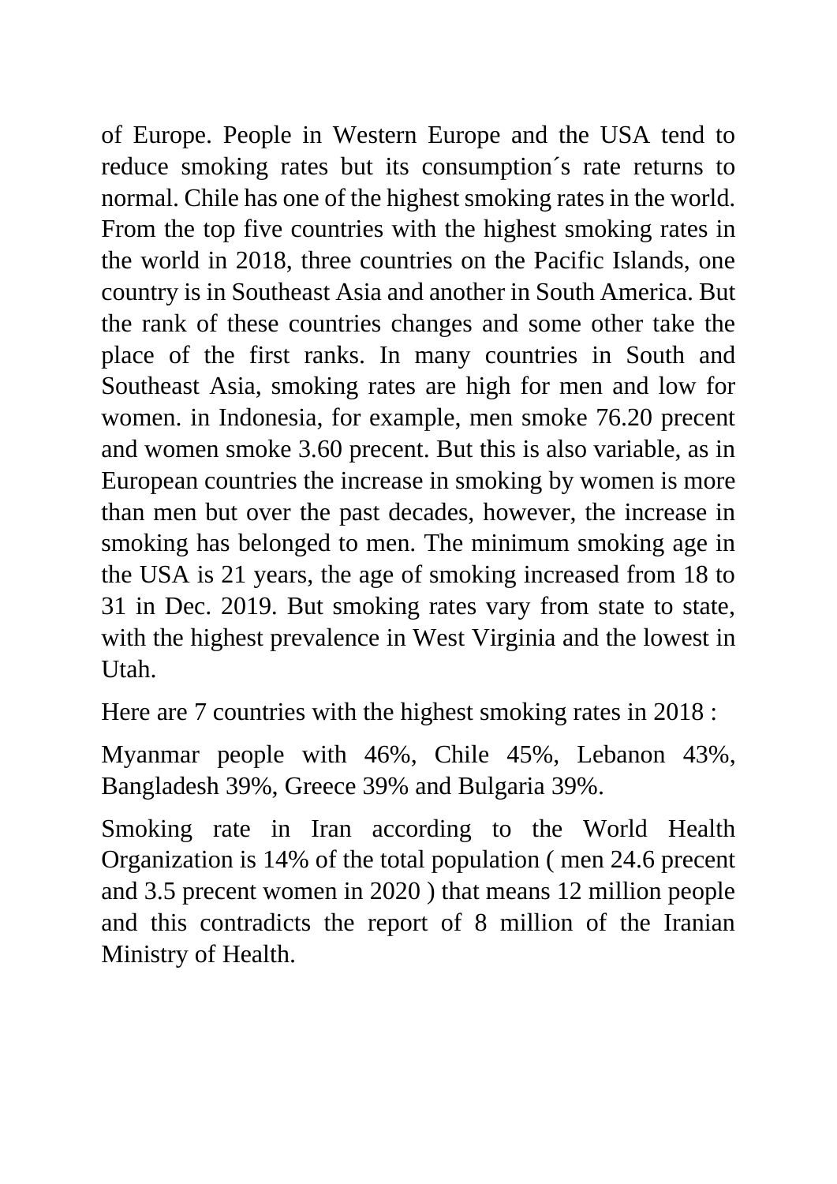of Europe. People in Western Europe and the USA tend to reduce smoking rates but its consumption´s rate returns to normal. Chile has one of the highest smoking rates in the world. From the top five countries with the highest smoking rates in the world in 2018, three countries on the Pacific Islands, one country is in Southeast Asia and another in South America. But the rank of these countries changes and some other take the place of the first ranks. In many countries in South and Southeast Asia, smoking rates are high for men and low for women. in Indonesia, for example, men smoke 76.20 precent and women smoke 3.60 precent. But this is also variable, as in European countries the increase in smoking by women is more than men but over the past decades, however, the increase in smoking has belonged to men. The minimum smoking age in the USA is 21 years, the age of smoking increased from 18 to 31 in Dec. 2019. But smoking rates vary from state to state, with the highest prevalence in West Virginia and the lowest in Utah.

Here are 7 countries with the highest smoking rates in 2018 :

Myanmar people with 46%, Chile 45%, Lebanon 43%, Bangladesh 39%, Greece 39% and Bulgaria 39%.

Smoking rate in Iran according to the World Health Organization is 14% of the total population ( men 24.6 precent and 3.5 precent women in 2020 ) that means 12 million people and this contradicts the report of 8 million of the Iranian Ministry of Health.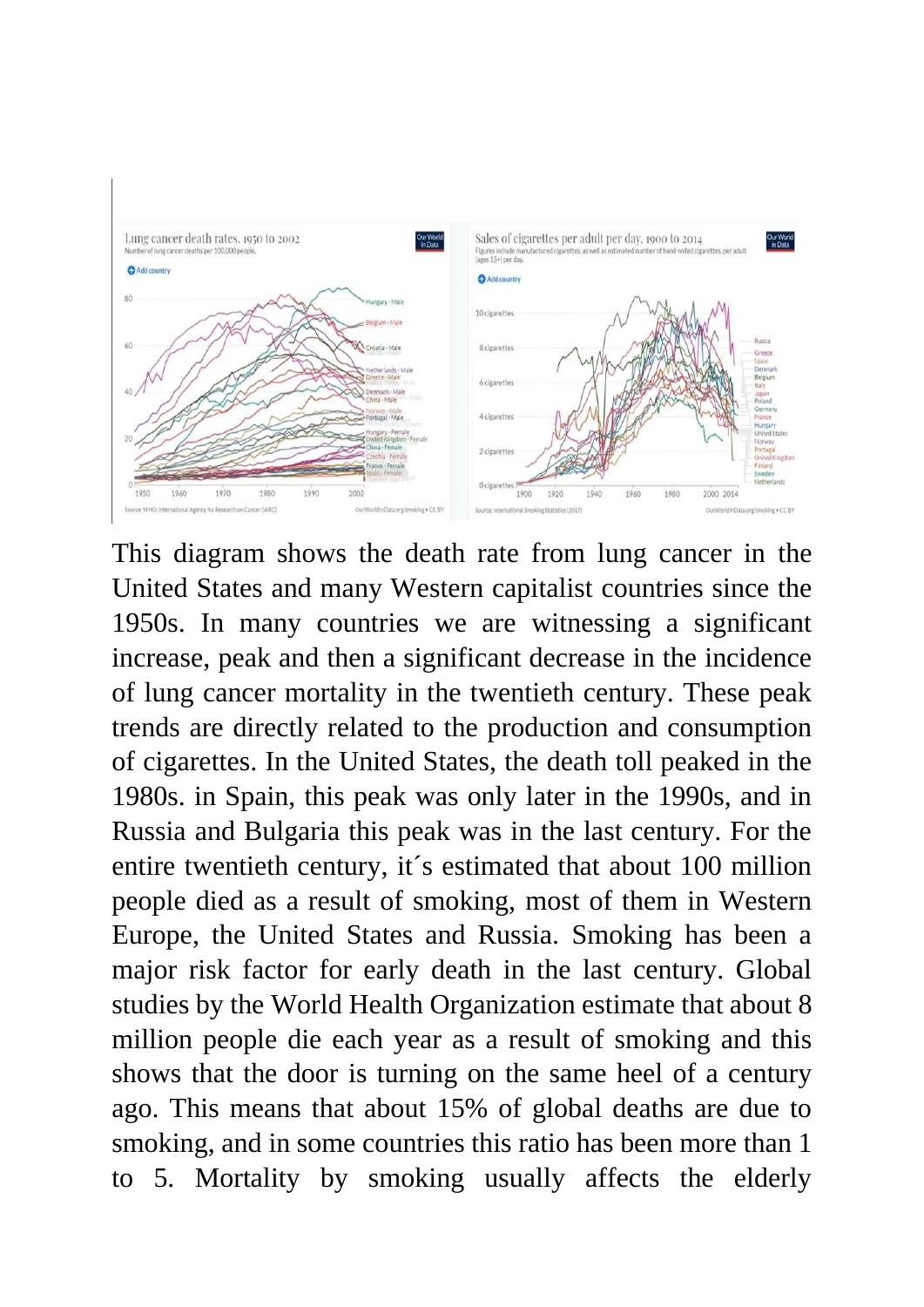This diagram shows the death rate from lung cancer in the United States and many Western capitalist countries since the 1950s. In many countries we are witnessing a significant increase, peak and then a significant decrease in the incidence of lung cancer mortality in the twentieth century. These peak trends are directly related to the production and consumption of cigarettes. In the United States, the death toll peaked in the 1980s. in Spain, this peak was only later in the 1990s, and in Russia and Bulgaria this peak was in the last century. For the entire twentieth century, it´s estimated that about 100 million people died as a result of smoking, most of them in Western Europe, the United States and Russia. Smoking has been a major risk factor for early death in the last century. Global studies by the World Health Organization estimate that about 8 million people die each year as a result of smoking and this shows that the door is turning on the same heel of a century ago. This means that about 15% of global deaths are due to smoking, and in some countries this ratio has been more than 1 to 5. Mortality by smoking usually affects the elderly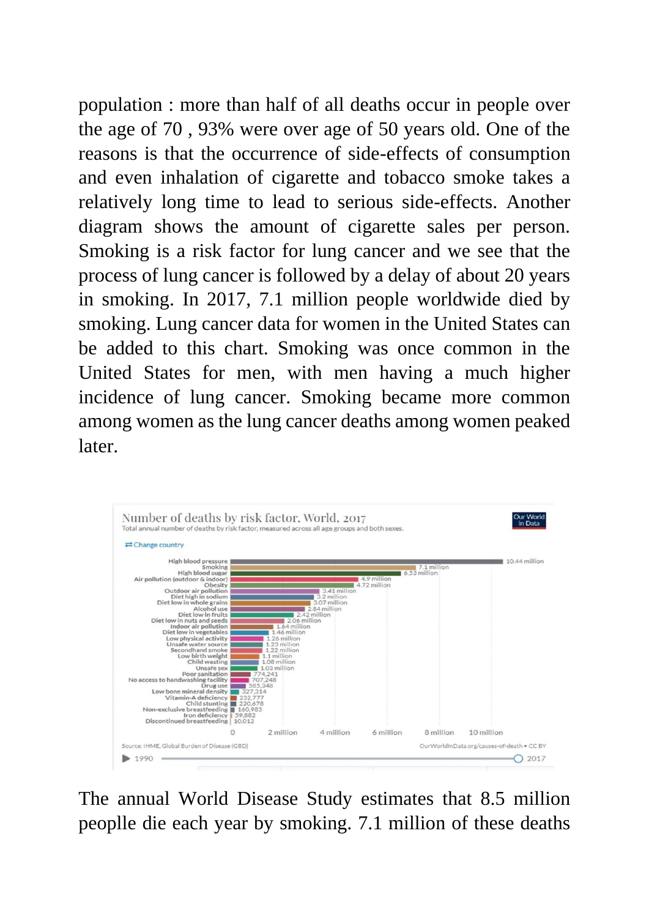population : more than half of all deaths occur in people over the age of 70 , 93% were over age of 50 years old. One of the reasons is that the occurrence of side-effects of consumption and even inhalation of cigarette and tobacco smoke takes a relatively long time to lead to serious side-effects. Another diagram shows the amount of cigarette sales per person. Smoking is a risk factor for lung cancer and we see that the process of lung cancer is followed by a delay of about 20 years in smoking. In 2017, 7.1 million people worldwide died by smoking. Lung cancer data for women in the United States can be added to this chart. Smoking was once common in the United States for men, with men having a much higher incidence of lung cancer. Smoking became more common among women as the lung cancer deaths among women peaked later.

**Number of deaths by risk factor, World, 2017**

Total annual number of deaths by risk factor, measured across all age groups and both sexes.

| Risk factor | Deaths |
|---|---|
| High blood pressure | 10.44 million |
| Smoking | 7.1 million |
| High blood sugar | 6.53 million |
| Air pollution (outdoor & indoor) | 4.9 million |
| Obesity | 4.72 million |
| Outdoor air pollution | 3.41 million |
| Diet high in sodium | 3.2 million |
| Diet low in whole grains | 3.07 million |
| Alcohol use | 2.84 million |
| Diet low in fruits | 2.42 million |
| Diet low in nuts and seeds | 2.06 million |
| Indoor air pollution | 1.64 million |
| Diet low in vegetables | 1.46 million |
| Low physical activity | 1.26 million |
| Unsafe water source | 1.23 million |
| Secondhand smoke | 1.22 million |
| Low birth weight | 1.1 million |
| Child wasting | 1.08 million |
| Unsafe sex | 1.03 million |
| Poor sanitation | 774,241 |
| No access to handwashing facility | 707,248 |
| Drug use | 585,348 |
| Low bone mineral density | 327,314 |
| Vitamin-A deficiency | 232,777 |
| Child stunting | 220,678 |
| Non-exclusive breastfeeding | 160,983 |
| Iron deficiency | 59,882 |
| Discontinued breastfeeding | 10,012 |

Source: IHME, Global Burden of Disease (GBD) — OurWorldInData.org/causes-of-death • CC BY

The annual World Disease Study estimates that 8.5 million peoplle die each year by smoking. 7.1 million of these deaths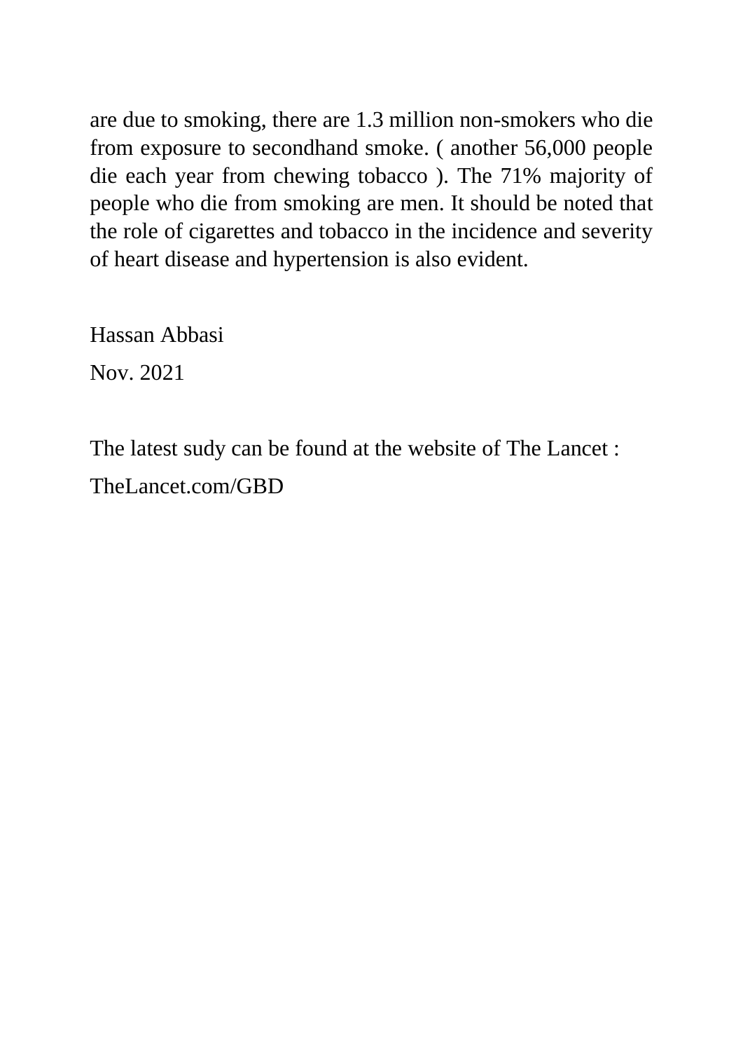are due to smoking, there are 1.3 million non-smokers who die from exposure to secondhand smoke. ( another 56,000 people die each year from chewing tobacco ). The 71% majority of people who die from smoking are men. It should be noted that the role of cigarettes and tobacco in the incidence and severity of heart disease and hypertension is also evident.

Hassan Abbasi

Nov. 2021

The latest sudy can be found at the website of The Lancet :

TheLancet.com/GBD